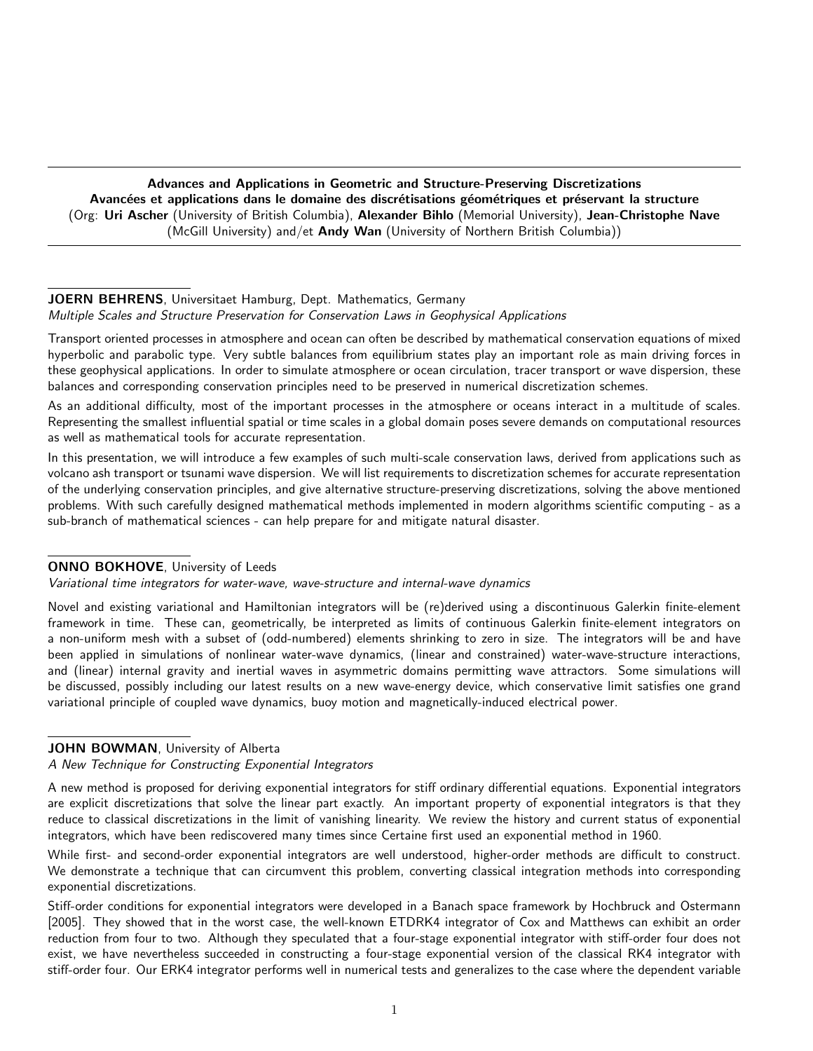## Advances and Applications in Geometric and Structure-Preserving Discretizations
## Avancées et applications dans le domaine des discrétisations géométriques et préservant la structure

(Org: **Uri Ascher** (University of British Columbia), **Alexander Bihlo** (Memorial University), **Jean-Christophe Nave** (McGill University) and/et **Andy Wan** (University of Northern British Columbia))

---

**JOERN BEHRENS**, Universitaet Hamburg, Dept. Mathematics, Germany
*Multiple Scales and Structure Preservation for Conservation Laws in Geophysical Applications*

Transport oriented processes in atmosphere and ocean can often be described by mathematical conservation equations of mixed hyperbolic and parabolic type. Very subtle balances from equilibrium states play an important role as main driving forces in these geophysical applications. In order to simulate atmosphere or ocean circulation, tracer transport or wave dispersion, these balances and corresponding conservation principles need to be preserved in numerical discretization schemes.

As an additional difficulty, most of the important processes in the atmosphere or oceans interact in a multitude of scales. Representing the smallest influential spatial or time scales in a global domain poses severe demands on computational resources as well as mathematical tools for accurate representation.

In this presentation, we will introduce a few examples of such multi-scale conservation laws, derived from applications such as volcano ash transport or tsunami wave dispersion. We will list requirements to discretization schemes for accurate representation of the underlying conservation principles, and give alternative structure-preserving discretizations, solving the above mentioned problems. With such carefully designed mathematical methods implemented in modern algorithms scientific computing - as a sub-branch of mathematical sciences - can help prepare for and mitigate natural disaster.

---

**ONNO BOKHOVE**, University of Leeds
*Variational time integrators for water-wave, wave-structure and internal-wave dynamics*

Novel and existing variational and Hamiltonian integrators will be (re)derived using a discontinuous Galerkin finite-element framework in time. These can, geometrically, be interpreted as limits of continuous Galerkin finite-element integrators on a non-uniform mesh with a subset of (odd-numbered) elements shrinking to zero in size. The integrators will be and have been applied in simulations of nonlinear water-wave dynamics, (linear and constrained) water-wave-structure interactions, and (linear) internal gravity and inertial waves in asymmetric domains permitting wave attractors. Some simulations will be discussed, possibly including our latest results on a new wave-energy device, which conservative limit satisfies one grand variational principle of coupled wave dynamics, buoy motion and magnetically-induced electrical power.

---

**JOHN BOWMAN**, University of Alberta
*A New Technique for Constructing Exponential Integrators*

A new method is proposed for deriving exponential integrators for stiff ordinary differential equations. Exponential integrators are explicit discretizations that solve the linear part exactly. An important property of exponential integrators is that they reduce to classical discretizations in the limit of vanishing linearity. We review the history and current status of exponential integrators, which have been rediscovered many times since Certaine first used an exponential method in 1960.

While first- and second-order exponential integrators are well understood, higher-order methods are difficult to construct. We demonstrate a technique that can circumvent this problem, converting classical integration methods into corresponding exponential discretizations.

Stiff-order conditions for exponential integrators were developed in a Banach space framework by Hochbruck and Ostermann [2005]. They showed that in the worst case, the well-known ETDRK4 integrator of Cox and Matthews can exhibit an order reduction from four to two. Although they speculated that a four-stage exponential integrator with stiff-order four does not exist, we have nevertheless succeeded in constructing a four-stage exponential version of the classical RK4 integrator with stiff-order four. Our ERK4 integrator performs well in numerical tests and generalizes to the case where the dependent variable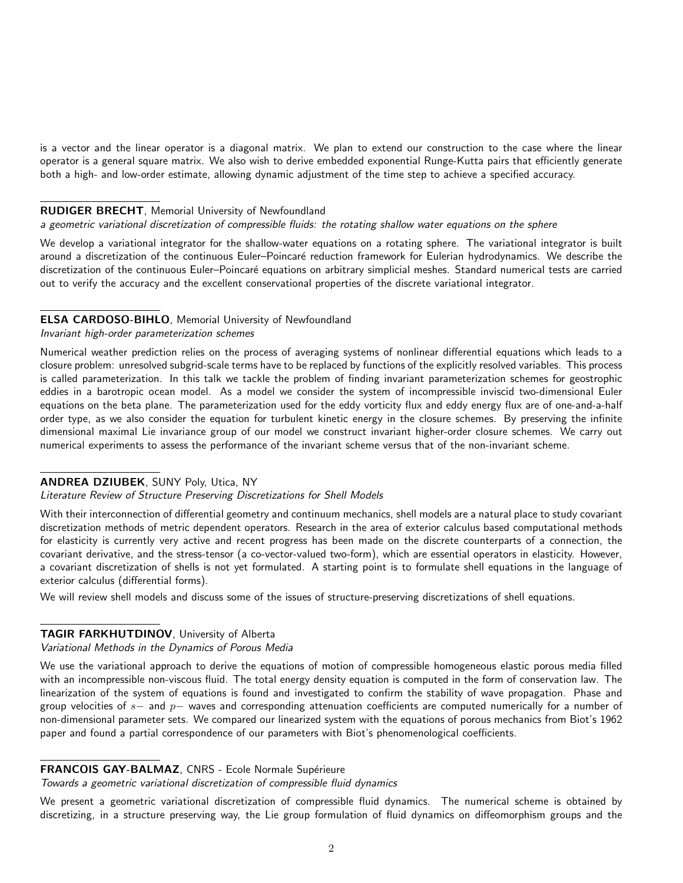is a vector and the linear operator is a diagonal matrix. We plan to extend our construction to the case where the linear operator is a general square matrix. We also wish to derive embedded exponential Runge-Kutta pairs that efficiently generate both a high- and low-order estimate, allowing dynamic adjustment of the time step to achieve a specified accuracy.

---

**RUDIGER BRECHT**, Memorial University of Newfoundland
*a geometric variational discretization of compressible fluids: the rotating shallow water equations on the sphere*

We develop a variational integrator for the shallow-water equations on a rotating sphere. The variational integrator is built around a discretization of the continuous Euler–Poincaré reduction framework for Eulerian hydrodynamics. We describe the discretization of the continuous Euler–Poincaré equations on arbitrary simplicial meshes. Standard numerical tests are carried out to verify the accuracy and the excellent conservational properties of the discrete variational integrator.

---

**ELSA CARDOSO-BIHLO**, Memorial University of Newfoundland
*Invariant high-order parameterization schemes*

Numerical weather prediction relies on the process of averaging systems of nonlinear differential equations which leads to a closure problem: unresolved subgrid-scale terms have to be replaced by functions of the explicitly resolved variables. This process is called parameterization. In this talk we tackle the problem of finding invariant parameterization schemes for geostrophic eddies in a barotropic ocean model. As a model we consider the system of incompressible inviscid two-dimensional Euler equations on the beta plane. The parameterization used for the eddy vorticity flux and eddy energy flux are of one-and-a-half order type, as we also consider the equation for turbulent kinetic energy in the closure schemes. By preserving the infinite dimensional maximal Lie invariance group of our model we construct invariant higher-order closure schemes. We carry out numerical experiments to assess the performance of the invariant scheme versus that of the non-invariant scheme.

---

**ANDREA DZIUBEK**, SUNY Poly, Utica, NY
*Literature Review of Structure Preserving Discretizations for Shell Models*

With their interconnection of differential geometry and continuum mechanics, shell models are a natural place to study covariant discretization methods of metric dependent operators. Research in the area of exterior calculus based computational methods for elasticity is currently very active and recent progress has been made on the discrete counterparts of a connection, the covariant derivative, and the stress-tensor (a co-vector-valued two-form), which are essential operators in elasticity. However, a covariant discretization of shells is not yet formulated. A starting point is to formulate shell equations in the language of exterior calculus (differential forms).

We will review shell models and discuss some of the issues of structure-preserving discretizations of shell equations.

---

**TAGIR FARKHUTDINOV**, University of Alberta
*Variational Methods in the Dynamics of Porous Media*

We use the variational approach to derive the equations of motion of compressible homogeneous elastic porous media filled with an incompressible non-viscous fluid. The total energy density equation is computed in the form of conservation law. The linearization of the system of equations is found and investigated to confirm the stability of wave propagation. Phase and group velocities of $s-$ and $p-$ waves and corresponding attenuation coefficients are computed numerically for a number of non-dimensional parameter sets. We compared our linearized system with the equations of porous mechanics from Biot's 1962 paper and found a partial correspondence of our parameters with Biot's phenomenological coefficients.

---

**FRANCOIS GAY-BALMAZ**, CNRS - Ecole Normale Supérieure
*Towards a geometric variational discretization of compressible fluid dynamics*

We present a geometric variational discretization of compressible fluid dynamics. The numerical scheme is obtained by discretizing, in a structure preserving way, the Lie group formulation of fluid dynamics on diffeomorphism groups and the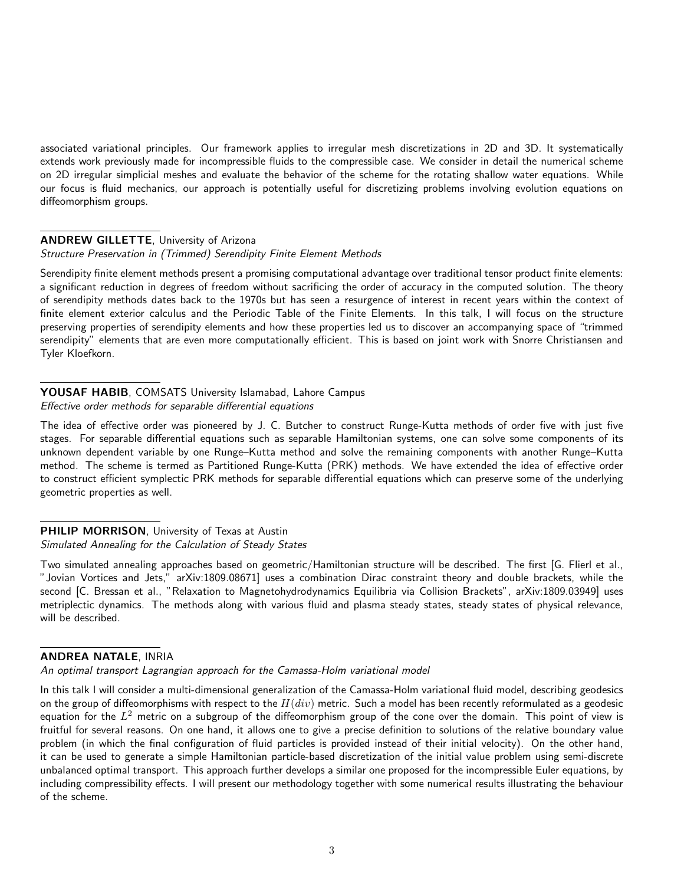associated variational principles. Our framework applies to irregular mesh discretizations in 2D and 3D. It systematically extends work previously made for incompressible fluids to the compressible case. We consider in detail the numerical scheme on 2D irregular simplicial meshes and evaluate the behavior of the scheme for the rotating shallow water equations. While our focus is fluid mechanics, our approach is potentially useful for discretizing problems involving evolution equations on diffeomorphism groups.

---

**ANDREW GILLETTE**, University of Arizona
*Structure Preservation in (Trimmed) Serendipity Finite Element Methods*

Serendipity finite element methods present a promising computational advantage over traditional tensor product finite elements: a significant reduction in degrees of freedom without sacrificing the order of accuracy in the computed solution. The theory of serendipity methods dates back to the 1970s but has seen a resurgence of interest in recent years within the context of finite element exterior calculus and the Periodic Table of the Finite Elements. In this talk, I will focus on the structure preserving properties of serendipity elements and how these properties led us to discover an accompanying space of "trimmed serendipity" elements that are even more computationally efficient. This is based on joint work with Snorre Christiansen and Tyler Kloefkorn.

---

**YOUSAF HABIB**, COMSATS University Islamabad, Lahore Campus
*Effective order methods for separable differential equations*

The idea of effective order was pioneered by J. C. Butcher to construct Runge-Kutta methods of order five with just five stages. For separable differential equations such as separable Hamiltonian systems, one can solve some components of its unknown dependent variable by one Runge–Kutta method and solve the remaining components with another Runge–Kutta method. The scheme is termed as Partitioned Runge-Kutta (PRK) methods. We have extended the idea of effective order to construct efficient symplectic PRK methods for separable differential equations which can preserve some of the underlying geometric properties as well.

---

**PHILIP MORRISON**, University of Texas at Austin
*Simulated Annealing for the Calculation of Steady States*

Two simulated annealing approaches based on geometric/Hamiltonian structure will be described. The first [G. Flierl et al., "Jovian Vortices and Jets," arXiv:1809.08671] uses a combination Dirac constraint theory and double brackets, while the second [C. Bressan et al., "Relaxation to Magnetohydrodynamics Equilibria via Collision Brackets", arXiv:1809.03949] uses metriplectic dynamics. The methods along with various fluid and plasma steady states, steady states of physical relevance, will be described.

---

**ANDREA NATALE**, INRIA
*An optimal transport Lagrangian approach for the Camassa-Holm variational model*

In this talk I will consider a multi-dimensional generalization of the Camassa-Holm variational fluid model, describing geodesics on the group of diffeomorphisms with respect to the $H(div)$ metric. Such a model has been recently reformulated as a geodesic equation for the $L^2$ metric on a subgroup of the diffeomorphism group of the cone over the domain. This point of view is fruitful for several reasons. On one hand, it allows one to give a precise definition to solutions of the relative boundary value problem (in which the final configuration of fluid particles is provided instead of their initial velocity). On the other hand, it can be used to generate a simple Hamiltonian particle-based discretization of the initial value problem using semi-discrete unbalanced optimal transport. This approach further develops a similar one proposed for the incompressible Euler equations, by including compressibility effects. I will present our methodology together with some numerical results illustrating the behaviour of the scheme.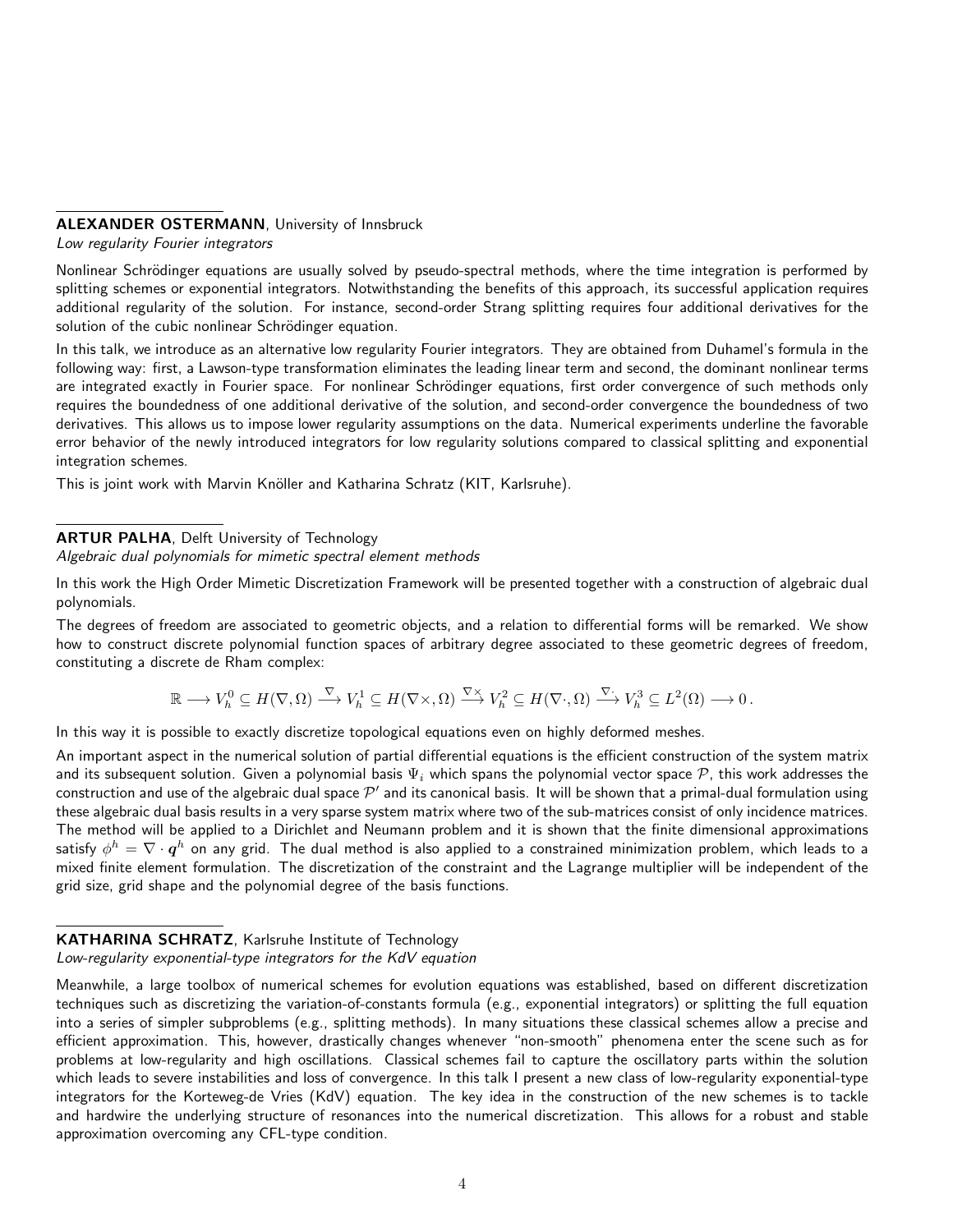**ALEXANDER OSTERMANN**, University of Innsbruck
*Low regularity Fourier integrators*

Nonlinear Schrödinger equations are usually solved by pseudo-spectral methods, where the time integration is performed by splitting schemes or exponential integrators. Notwithstanding the benefits of this approach, its successful application requires additional regularity of the solution. For instance, second-order Strang splitting requires four additional derivatives for the solution of the cubic nonlinear Schrödinger equation.

In this talk, we introduce as an alternative low regularity Fourier integrators. They are obtained from Duhamel's formula in the following way: first, a Lawson-type transformation eliminates the leading linear term and second, the dominant nonlinear terms are integrated exactly in Fourier space. For nonlinear Schrödinger equations, first order convergence of such methods only requires the boundedness of one additional derivative of the solution, and second-order convergence the boundedness of two derivatives. This allows us to impose lower regularity assumptions on the data. Numerical experiments underline the favorable error behavior of the newly introduced integrators for low regularity solutions compared to classical splitting and exponential integration schemes.

This is joint work with Marvin Knöller and Katharina Schratz (KIT, Karlsruhe).

**ARTUR PALHA**, Delft University of Technology
*Algebraic dual polynomials for mimetic spectral element methods*

In this work the High Order Mimetic Discretization Framework will be presented together with a construction of algebraic dual polynomials.

The degrees of freedom are associated to geometric objects, and a relation to differential forms will be remarked. We show how to construct discrete polynomial function spaces of arbitrary degree associated to these geometric degrees of freedom, constituting a discrete de Rham complex:

$$\mathbb{R} \longrightarrow V_h^0 \subseteq H(\nabla,\Omega) \xrightarrow{\nabla} V_h^1 \subseteq H(\nabla\times,\Omega) \xrightarrow{\nabla\times} V_h^2 \subseteq H(\nabla\cdot,\Omega) \xrightarrow{\nabla\cdot} V_h^3 \subseteq L^2(\Omega) \longrightarrow 0\,.$$

In this way it is possible to exactly discretize topological equations even on highly deformed meshes.

An important aspect in the numerical solution of partial differential equations is the efficient construction of the system matrix and its subsequent solution. Given a polynomial basis $\Psi_i$ which spans the polynomial vector space $\mathcal{P}$, this work addresses the construction and use of the algebraic dual space $\mathcal{P}'$ and its canonical basis. It will be shown that a primal-dual formulation using these algebraic dual basis results in a very sparse system matrix where two of the sub-matrices consist of only incidence matrices. The method will be applied to a Dirichlet and Neumann problem and it is shown that the finite dimensional approximations satisfy $\phi^h = \nabla \cdot \boldsymbol{q}^h$ on any grid. The dual method is also applied to a constrained minimization problem, which leads to a mixed finite element formulation. The discretization of the constraint and the Lagrange multiplier will be independent of the grid size, grid shape and the polynomial degree of the basis functions.

**KATHARINA SCHRATZ**, Karlsruhe Institute of Technology
*Low-regularity exponential-type integrators for the KdV equation*

Meanwhile, a large toolbox of numerical schemes for evolution equations was established, based on different discretization techniques such as discretizing the variation-of-constants formula (e.g., exponential integrators) or splitting the full equation into a series of simpler subproblems (e.g., splitting methods). In many situations these classical schemes allow a precise and efficient approximation. This, however, drastically changes whenever "non-smooth" phenomena enter the scene such as for problems at low-regularity and high oscillations. Classical schemes fail to capture the oscillatory parts within the solution which leads to severe instabilities and loss of convergence. In this talk I present a new class of low-regularity exponential-type integrators for the Korteweg-de Vries (KdV) equation. The key idea in the construction of the new schemes is to tackle and hardwire the underlying structure of resonances into the numerical discretization. This allows for a robust and stable approximation overcoming any CFL-type condition.